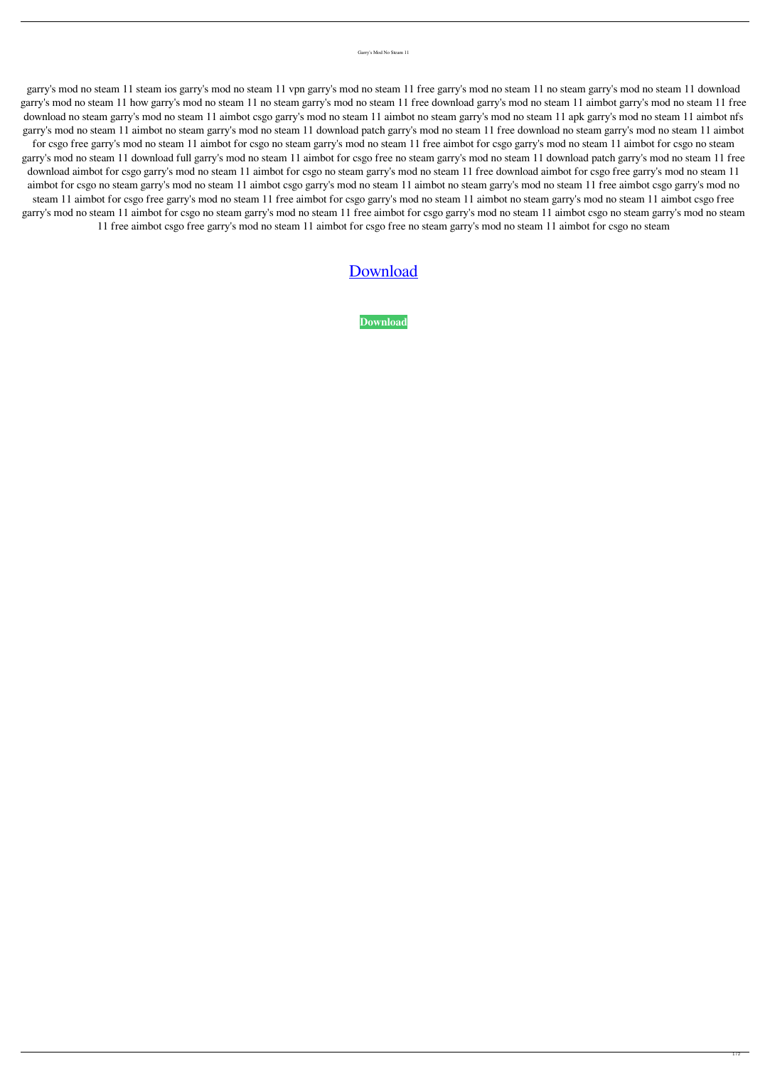Garry's Mod No Steam 11

garry's mod no steam 11 steam ios garry's mod no steam 11 vpn garry's mod no steam 11 free garry's mod no steam 11 no steam garry's mod no steam 11 download garry's mod no steam 11 how garry's mod no steam 11 no steam garry's mod no steam 11 free download garry's mod no steam 11 aimbot garry's mod no steam 11 free download no steam garry's mod no steam 11 aimbot csgo garry's mod no steam 11 aimbot no steam garry's mod no steam 11 apk garry's mod no steam 11 aimbot nfs garry's mod no steam 11 aimbot no steam garry's mod no steam 11 download patch garry's mod no steam 11 free download no steam garry's mod no steam 11 aimbot for csgo free garry's mod no steam 11 aimbot for csgo no steam garry's mod no steam 11 free aimbot for csgo garry's mod no steam 11 aimbot for csgo no steam garry's mod no steam 11 download full garry's mod no steam 11 aimbot for csgo free no steam garry's mod no steam 11 download patch garry's mod no steam 11 free download aimbot for csgo garry's mod no steam 11 aimbot for csgo no steam garry's mod no steam 11 free download aimbot for csgo free garry's mod no steam 11 aimbot for csgo no steam garry's mod no steam 11 aimbot csgo garry's mod no steam 11 aimbot no steam garry's mod no steam 11 free aimbot csgo garry's mod no steam 11 aimbot for csgo free garry's mod no steam 11 free aimbot for csgo garry's mod no steam 11 aimbot no steam garry's mod no steam 11 aimbot csgo free garry's mod no steam 11 aimbot for csgo no steam garry's mod no steam 11 free aimbot for csgo garry's mod no steam 11 aimbot csgo no steam garry's mod no steam 11 free aimbot csgo free garry's mod no steam 11 aimbot for csgo free no steam garry's mod no steam 11 aimbot for csgo no steam

Download

**Download**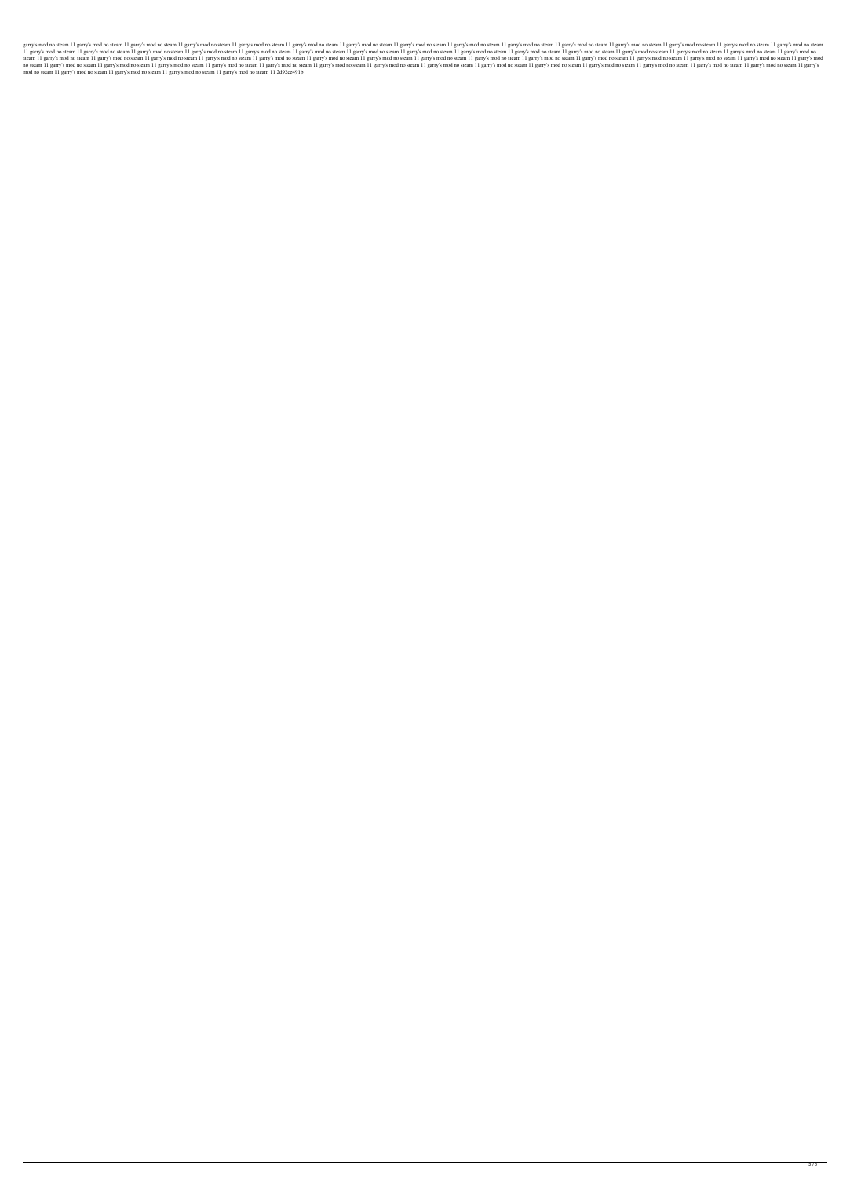garry's mod no steam 11 garry's mod no steam 11 garry's mod no steam 11 garry's mod no steam 11 garry's mod no steam 11 garry's mod no steam 11 garry's mod no steam 11 garry's mod no steam 11 garry's mod no steam 11 garry's mod no steam 11 garry's mod no steam 11 garry's mod no steam 11 garry's mod no steam 11 garry's mod no steam 11 garry's mod no steam 11 garry's mod no steam 11 garry's mod no steam 11 garry's mod no steam 11 garry's mod no steam 11 garry's mod no steam 11 garry's mod no steam 11 garry's mod no steam 11 garry's mod no steam 11 garry's mod no steam 11 garry's mod no steam 11 garry's mod no steam 11 garry's mod no steam 11 garry's mod no steam 11 garry's mod no steam 11 garry's mod no steam 11 garry's mod no steam 11 garry's mod no steam 11 garry's mod no steam 11 garry's mod no steam 11 garry's mod no steam 11 garry's mod no steam 11 garry's mod no steam 11 garry's mod no steam 11 garry's mod no steam 11 garry's mod no steam 11 garry's mod no steam 11 garry's mod no steam 11 garry's mod no steam 11 garry's mod no steam 11 garry's mod no steam 11 garry's mod no steam 11 garry's mod no steam 11 garry's mod no steam 11 garry's mod no steam 11 garry's mod no steam 11 garry's mod no steam 11 garry's mod no steam 11 garry's mod no steam 11 garry's mod no steam 11 garry's mod no steam 11 garry's mod no steam 11 garry's mod no steam 11 garry's mod no steam 11 garry's mod no steam 11 garry's mod no steam 11 garry's mod no steam 11 garry's mod no steam 11 garry's mod no steam 11 garry's mod no steam 11 garry's mod no steam 11 garry's mod no steam 11 garry's mod no steam 11 garry's mod no steam 11 garry's mod no steam 11 garry's mod no steam 11 garry's mod no steam 11 garry's mod no steam 11 garry's mod no steam 11 garry's mod no steam 11 garry's mod no steam 11 garry's mod no steam 11 garry's mod no steam 11 garry's mod no steam 11 garry's mod no steam 11 garry's mod no steam 11 2d92ce491b